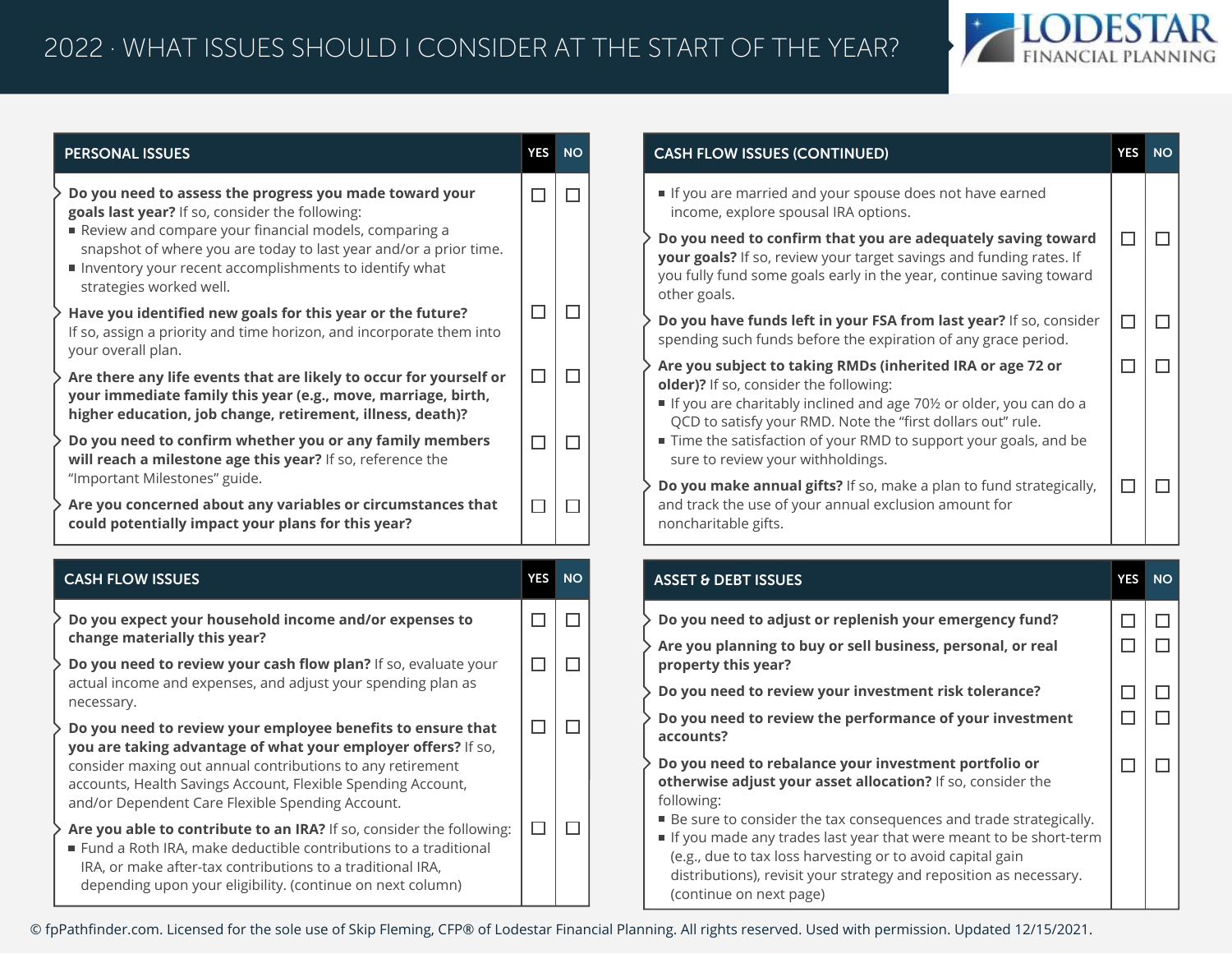# 2022 · WHAT ISSUES SHOULD I CONSIDER AT THE START OF THE YEAR?

LODESTAR FINANCIAL PLANNING

| PERSONAL ISSUES | YES | NO |
|---|---|---|
| **Do you need to assess the progress you made toward your goals last year?** If so, consider the following:<br>■ Review and compare your financial models, comparing a snapshot of where you are today to last year and/or a prior time.<br>■ Inventory your recent accomplishments to identify what strategies worked well. | ☐ | ☐ |
| **Have you identified new goals for this year or the future?** If so, assign a priority and time horizon, and incorporate them into your overall plan. | ☐ | ☐ |
| **Are there any life events that are likely to occur for yourself or your immediate family this year (e.g., move, marriage, birth, higher education, job change, retirement, illness, death)?** | ☐ | ☐ |
| **Do you need to confirm whether you or any family members will reach a milestone age this year?** If so, reference the "Important Milestones" guide. | ☐ | ☐ |
| **Are you concerned about any variables or circumstances that could potentially impact your plans for this year?** | ☐ | ☐ |

| CASH FLOW ISSUES | YES | NO |
|---|---|---|
| **Do you expect your household income and/or expenses to change materially this year?** | ☐ | ☐ |
| **Do you need to review your cash flow plan?** If so, evaluate your actual income and expenses, and adjust your spending plan as necessary. | ☐ | ☐ |
| **Do you need to review your employee benefits to ensure that you are taking advantage of what your employer offers?** If so, consider maxing out annual contributions to any retirement accounts, Health Savings Account, Flexible Spending Account, and/or Dependent Care Flexible Spending Account. | ☐ | ☐ |
| **Are you able to contribute to an IRA?** If so, consider the following:<br>■ Fund a Roth IRA, make deductible contributions to a traditional IRA, or make after-tax contributions to a traditional IRA, depending upon your eligibility. (continue on next column) | ☐ | ☐ |

| CASH FLOW ISSUES (CONTINUED) | YES | NO |
|---|---|---|
| ■ If you are married and your spouse does not have earned income, explore spousal IRA options. | | |
| **Do you need to confirm that you are adequately saving toward your goals?** If so, review your target savings and funding rates. If you fully fund some goals early in the year, continue saving toward other goals. | ☐ | ☐ |
| **Do you have funds left in your FSA from last year?** If so, consider spending such funds before the expiration of any grace period. | ☐ | ☐ |
| **Are you subject to taking RMDs (inherited IRA or age 72 or older)?** If so, consider the following:<br>■ If you are charitably inclined and age 70½ or older, you can do a QCD to satisfy your RMD. Note the "first dollars out" rule.<br>■ Time the satisfaction of your RMD to support your goals, and be sure to review your withholdings. | ☐ | ☐ |
| **Do you make annual gifts?** If so, make a plan to fund strategically, and track the use of your annual exclusion amount for noncharitable gifts. | ☐ | ☐ |

| ASSET & DEBT ISSUES | YES | NO |
|---|---|---|
| **Do you need to adjust or replenish your emergency fund?** | ☐ | ☐ |
| **Are you planning to buy or sell business, personal, or real property this year?** | ☐ | ☐ |
| **Do you need to review your investment risk tolerance?** | ☐ | ☐ |
| **Do you need to review the performance of your investment accounts?** | ☐ | ☐ |
| **Do you need to rebalance your investment portfolio or otherwise adjust your asset allocation?** If so, consider the following:<br>■ Be sure to consider the tax consequences and trade strategically.<br>■ If you made any trades last year that were meant to be short-term (e.g., due to tax loss harvesting or to avoid capital gain distributions), revisit your strategy and reposition as necessary. (continue on next page) | ☐ | ☐ |

© fpPathfinder.com. Licensed for the sole use of Skip Fleming, CFP® of Lodestar Financial Planning. All rights reserved. Used with permission. Updated 12/15/2021.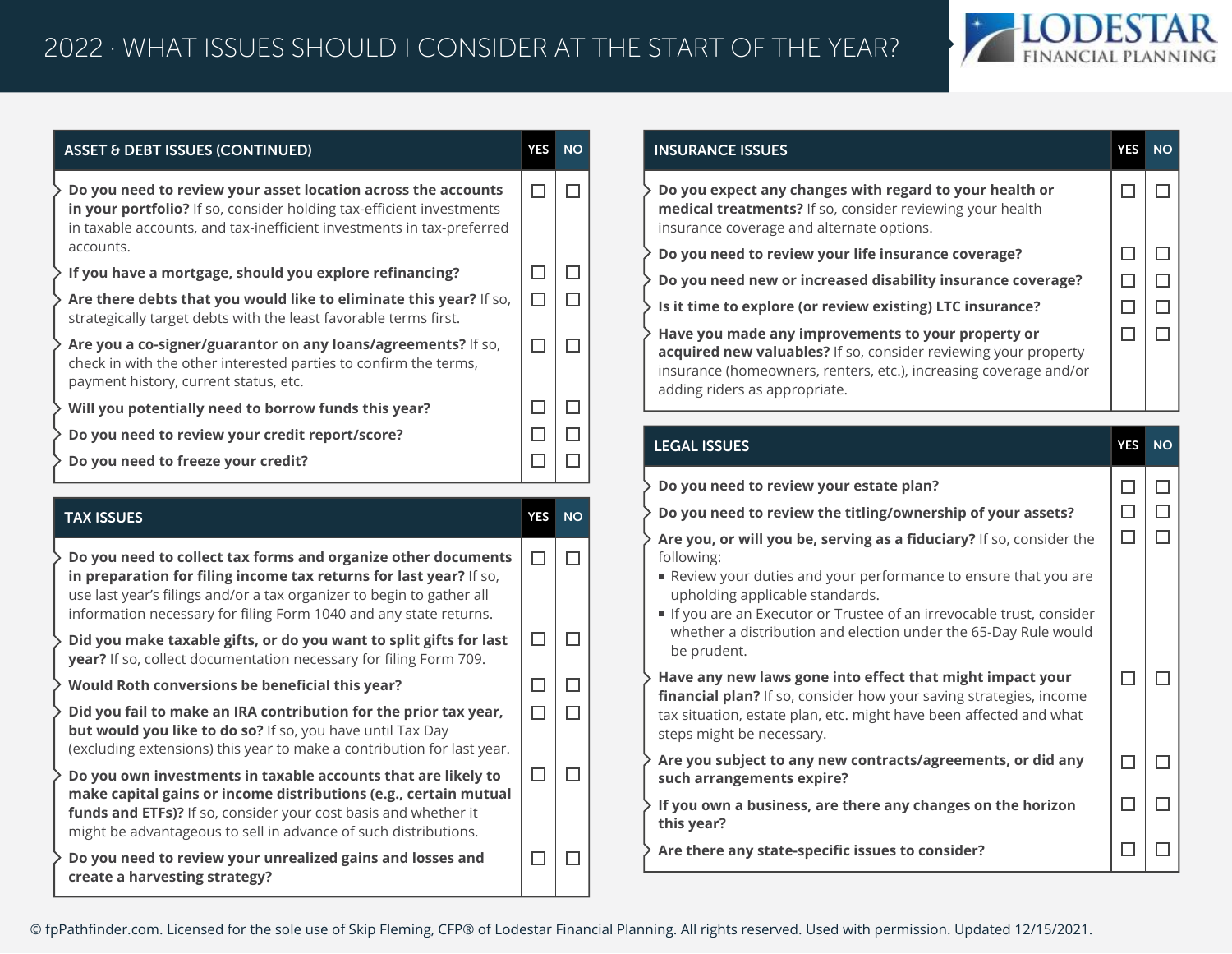# 2022 · WHAT ISSUES SHOULD I CONSIDER AT THE START OF THE YEAR?

## ASSET & DEBT ISSUES (CONTINUED)

| ASSET & DEBT ISSUES (CONTINUED) | YES | NO |
|---|---|---|
| **Do you need to review your asset location across the accounts in your portfolio?** If so, consider holding tax-efficient investments in taxable accounts, and tax-inefficient investments in tax-preferred accounts. | ☐ | ☐ |
| **If you have a mortgage, should you explore refinancing?** | ☐ | ☐ |
| **Are there debts that you would like to eliminate this year?** If so, strategically target debts with the least favorable terms first. | ☐ | ☐ |
| **Are you a co-signer/guarantor on any loans/agreements?** If so, check in with the other interested parties to confirm the terms, payment history, current status, etc. | ☐ | ☐ |
| **Will you potentially need to borrow funds this year?** | ☐ | ☐ |
| **Do you need to review your credit report/score?** | ☐ | ☐ |
| **Do you need to freeze your credit?** | ☐ | ☐ |

## TAX ISSUES

| TAX ISSUES | YES | NO |
|---|---|---|
| **Do you need to collect tax forms and organize other documents in preparation for filing income tax returns for last year?** If so, use last year's filings and/or a tax organizer to begin to gather all information necessary for filing Form 1040 and any state returns. | ☐ | ☐ |
| **Did you make taxable gifts, or do you want to split gifts for last year?** If so, collect documentation necessary for filing Form 709. | ☐ | ☐ |
| **Would Roth conversions be beneficial this year?** | ☐ | ☐ |
| **Did you fail to make an IRA contribution for the prior tax year, but would you like to do so?** If so, you have until Tax Day (excluding extensions) this year to make a contribution for last year. | ☐ | ☐ |
| **Do you own investments in taxable accounts that are likely to make capital gains or income distributions (e.g., certain mutual funds and ETFs)?** If so, consider your cost basis and whether it might be advantageous to sell in advance of such distributions. | ☐ | ☐ |
| **Do you need to review your unrealized gains and losses and create a harvesting strategy?** | ☐ | ☐ |

## INSURANCE ISSUES

| INSURANCE ISSUES | YES | NO |
|---|---|---|
| **Do you expect any changes with regard to your health or medical treatments?** If so, consider reviewing your health insurance coverage and alternate options. | ☐ | ☐ |
| **Do you need to review your life insurance coverage?** | ☐ | ☐ |
| **Do you need new or increased disability insurance coverage?** | ☐ | ☐ |
| **Is it time to explore (or review existing) LTC insurance?** | ☐ | ☐ |
| **Have you made any improvements to your property or acquired new valuables?** If so, consider reviewing your property insurance (homeowners, renters, etc.), increasing coverage and/or adding riders as appropriate. | ☐ | ☐ |

## LEGAL ISSUES

| LEGAL ISSUES | YES | NO |
|---|---|---|
| **Do you need to review your estate plan?** | ☐ | ☐ |
| **Do you need to review the titling/ownership of your assets?** | ☐ | ☐ |
| **Are you, or will you be, serving as a fiduciary?** If so, consider the following:<br>▪ Review your duties and your performance to ensure that you are upholding applicable standards.<br>▪ If you are an Executor or Trustee of an irrevocable trust, consider whether a distribution and election under the 65-Day Rule would be prudent. | ☐ | ☐ |
| **Have any new laws gone into effect that might impact your financial plan?** If so, consider how your saving strategies, income tax situation, estate plan, etc. might have been affected and what steps might be necessary. | ☐ | ☐ |
| **Are you subject to any new contracts/agreements, or did any such arrangements expire?** | ☐ | ☐ |
| **If you own a business, are there any changes on the horizon this year?** | ☐ | ☐ |
| **Are there any state-specific issues to consider?** | ☐ | ☐ |

© fpPathfinder.com. Licensed for the sole use of Skip Fleming, CFP® of Lodestar Financial Planning. All rights reserved. Used with permission. Updated 12/15/2021.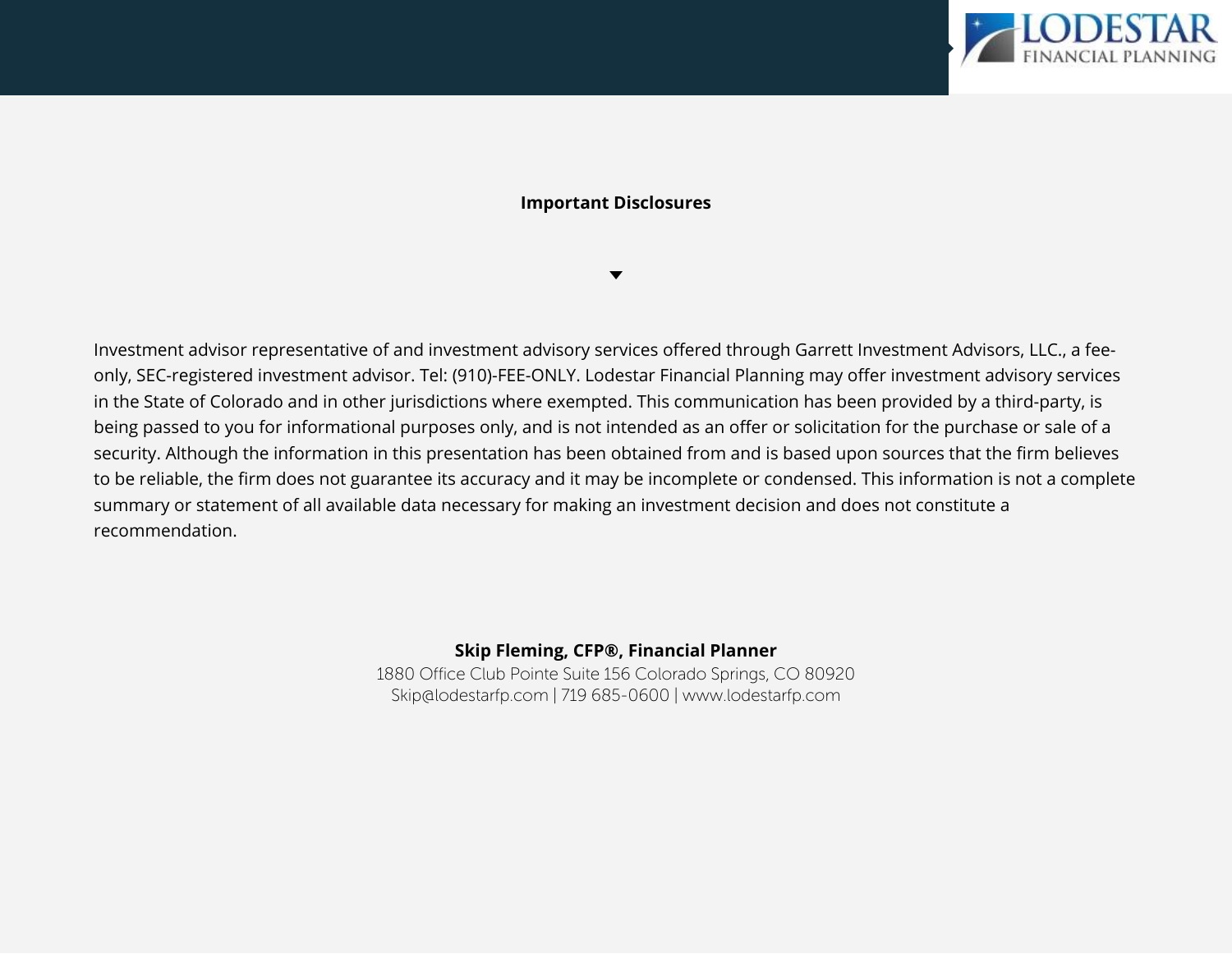## Important Disclosures

Investment advisor representative of and investment advisory services offered through Garrett Investment Advisors, LLC., a fee-only, SEC-registered investment advisor. Tel: (910)-FEE-ONLY. Lodestar Financial Planning may offer investment advisory services in the State of Colorado and in other jurisdictions where exempted. This communication has been provided by a third-party, is being passed to you for informational purposes only, and is not intended as an offer or solicitation for the purchase or sale of a security. Although the information in this presentation has been obtained from and is based upon sources that the firm believes to be reliable, the firm does not guarantee its accuracy and it may be incomplete or condensed. This information is not a complete summary or statement of all available data necessary for making an investment decision and does not constitute a recommendation.

**Skip Fleming, CFP®, Financial Planner**
1880 Office Club Pointe Suite 156 Colorado Springs, CO 80920
Skip@lodestarfp.com | 719 685-0600 | www.lodestarfp.com